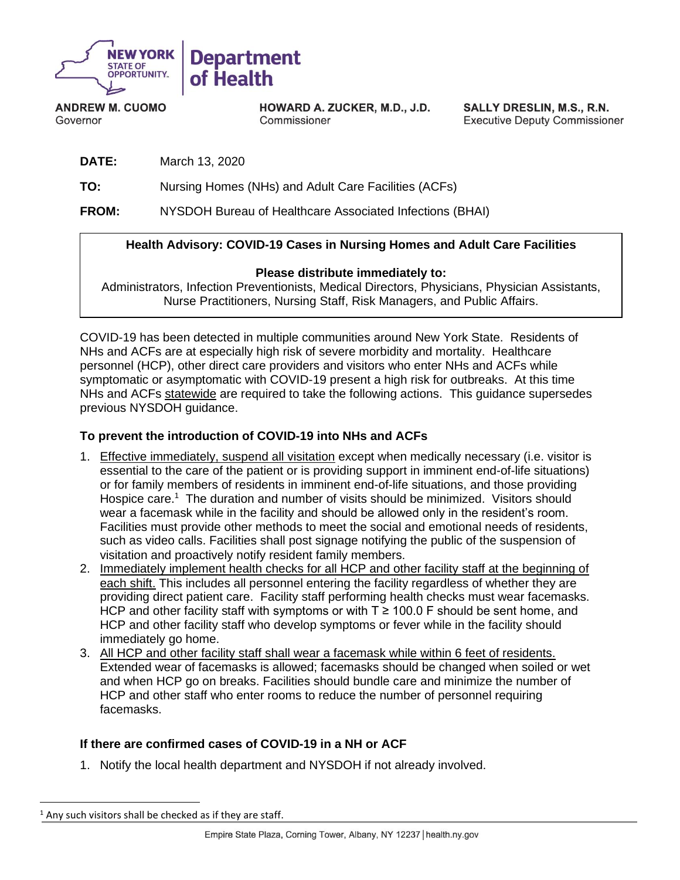**NEW YORK STATE OF OPPORTUNITY. | Department of Health**

**ANDREW M. CUOMO**
Governor

**HOWARD A. ZUCKER, M.D., J.D.**
Commissioner

**SALLY DRESLIN, M.S., R.N.**
Executive Deputy Commissioner

**DATE:** March 13, 2020

**TO:** Nursing Homes (NHs) and Adult Care Facilities (ACFs)

**FROM:** NYSDOH Bureau of Healthcare Associated Infections (BHAI)

**Health Advisory: COVID-19 Cases in Nursing Homes and Adult Care Facilities**

**Please distribute immediately to:**
Administrators, Infection Preventionists, Medical Directors, Physicians, Physician Assistants, Nurse Practitioners, Nursing Staff, Risk Managers, and Public Affairs.

COVID-19 has been detected in multiple communities around New York State. Residents of NHs and ACFs are at especially high risk of severe morbidity and mortality. Healthcare personnel (HCP), other direct care providers and visitors who enter NHs and ACFs while symptomatic or asymptomatic with COVID-19 present a high risk for outbreaks. At this time NHs and ACFs statewide are required to take the following actions. This guidance supersedes previous NYSDOH guidance.

### To prevent the introduction of COVID-19 into NHs and ACFs

1. Effective immediately, suspend all visitation except when medically necessary (i.e. visitor is essential to the care of the patient or is providing support in imminent end-of-life situations) or for family members of residents in imminent end-of-life situations, and those providing Hospice care.[1] The duration and number of visits should be minimized. Visitors should wear a facemask while in the facility and should be allowed only in the resident's room. Facilities must provide other methods to meet the social and emotional needs of residents, such as video calls. Facilities shall post signage notifying the public of the suspension of visitation and proactively notify resident family members.
2. Immediately implement health checks for all HCP and other facility staff at the beginning of each shift. This includes all personnel entering the facility regardless of whether they are providing direct patient care. Facility staff performing health checks must wear facemasks. HCP and other facility staff with symptoms or with $T \geq 100.0$ F should be sent home, and HCP and other facility staff who develop symptoms or fever while in the facility should immediately go home.
3. All HCP and other facility staff shall wear a facemask while within 6 feet of residents. Extended wear of facemasks is allowed; facemasks should be changed when soiled or wet and when HCP go on breaks. Facilities should bundle care and minimize the number of HCP and other staff who enter rooms to reduce the number of personnel requiring facemasks.

### If there are confirmed cases of COVID-19 in a NH or ACF

1. Notify the local health department and NYSDOH if not already involved.

[1] Any such visitors shall be checked as if they are staff.

Empire State Plaza, Corning Tower, Albany, NY 12237 | health.ny.gov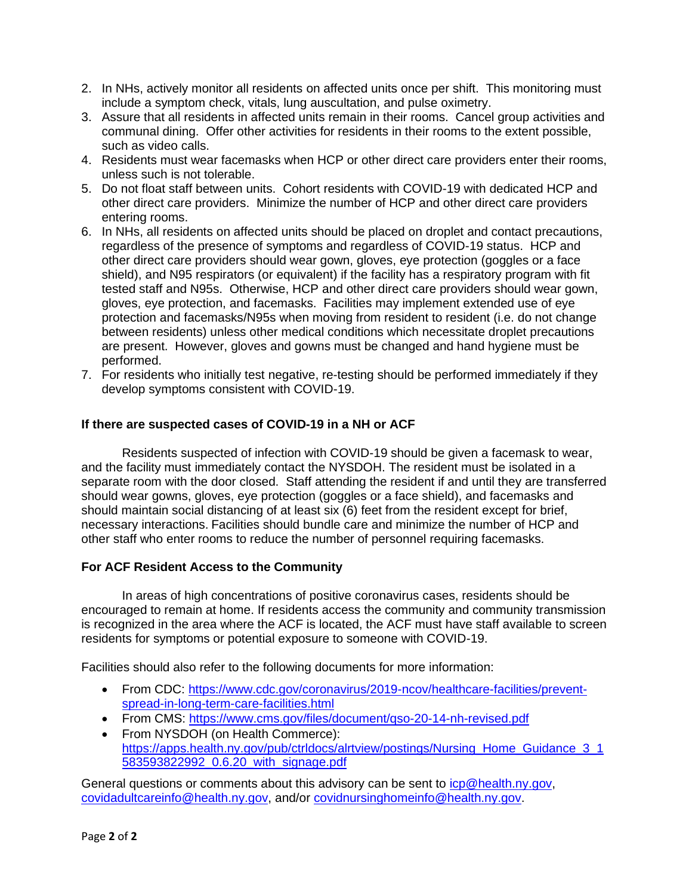2. In NHs, actively monitor all residents on affected units once per shift. This monitoring must include a symptom check, vitals, lung auscultation, and pulse oximetry.
3. Assure that all residents in affected units remain in their rooms. Cancel group activities and communal dining. Offer other activities for residents in their rooms to the extent possible, such as video calls.
4. Residents must wear facemasks when HCP or other direct care providers enter their rooms, unless such is not tolerable.
5. Do not float staff between units. Cohort residents with COVID-19 with dedicated HCP and other direct care providers. Minimize the number of HCP and other direct care providers entering rooms.
6. In NHs, all residents on affected units should be placed on droplet and contact precautions, regardless of the presence of symptoms and regardless of COVID-19 status. HCP and other direct care providers should wear gown, gloves, eye protection (goggles or a face shield), and N95 respirators (or equivalent) if the facility has a respiratory program with fit tested staff and N95s. Otherwise, HCP and other direct care providers should wear gown, gloves, eye protection, and facemasks. Facilities may implement extended use of eye protection and facemasks/N95s when moving from resident to resident (i.e. do not change between residents) unless other medical conditions which necessitate droplet precautions are present. However, gloves and gowns must be changed and hand hygiene must be performed.
7. For residents who initially test negative, re-testing should be performed immediately if they develop symptoms consistent with COVID-19.

**If there are suspected cases of COVID-19 in a NH or ACF**

Residents suspected of infection with COVID-19 should be given a facemask to wear, and the facility must immediately contact the NYSDOH. The resident must be isolated in a separate room with the door closed. Staff attending the resident if and until they are transferred should wear gowns, gloves, eye protection (goggles or a face shield), and facemasks and should maintain social distancing of at least six (6) feet from the resident except for brief, necessary interactions. Facilities should bundle care and minimize the number of HCP and other staff who enter rooms to reduce the number of personnel requiring facemasks.

**For ACF Resident Access to the Community**

In areas of high concentrations of positive coronavirus cases, residents should be encouraged to remain at home. If residents access the community and community transmission is recognized in the area where the ACF is located, the ACF must have staff available to screen residents for symptoms or potential exposure to someone with COVID-19.

Facilities should also refer to the following documents for more information:

- From CDC: https://www.cdc.gov/coronavirus/2019-ncov/healthcare-facilities/prevent-spread-in-long-term-care-facilities.html
- From CMS: https://www.cms.gov/files/document/qso-20-14-nh-revised.pdf
- From NYSDOH (on Health Commerce): https://apps.health.ny.gov/pub/ctrldocs/alrtview/postings/Nursing_Home_Guidance_3_1583593822992_0.6.20_with_signage.pdf

General questions or comments about this advisory can be sent to icp@health.ny.gov, covidadultcareinfo@health.ny.gov, and/or covidnursinghomeinfo@health.ny.gov.